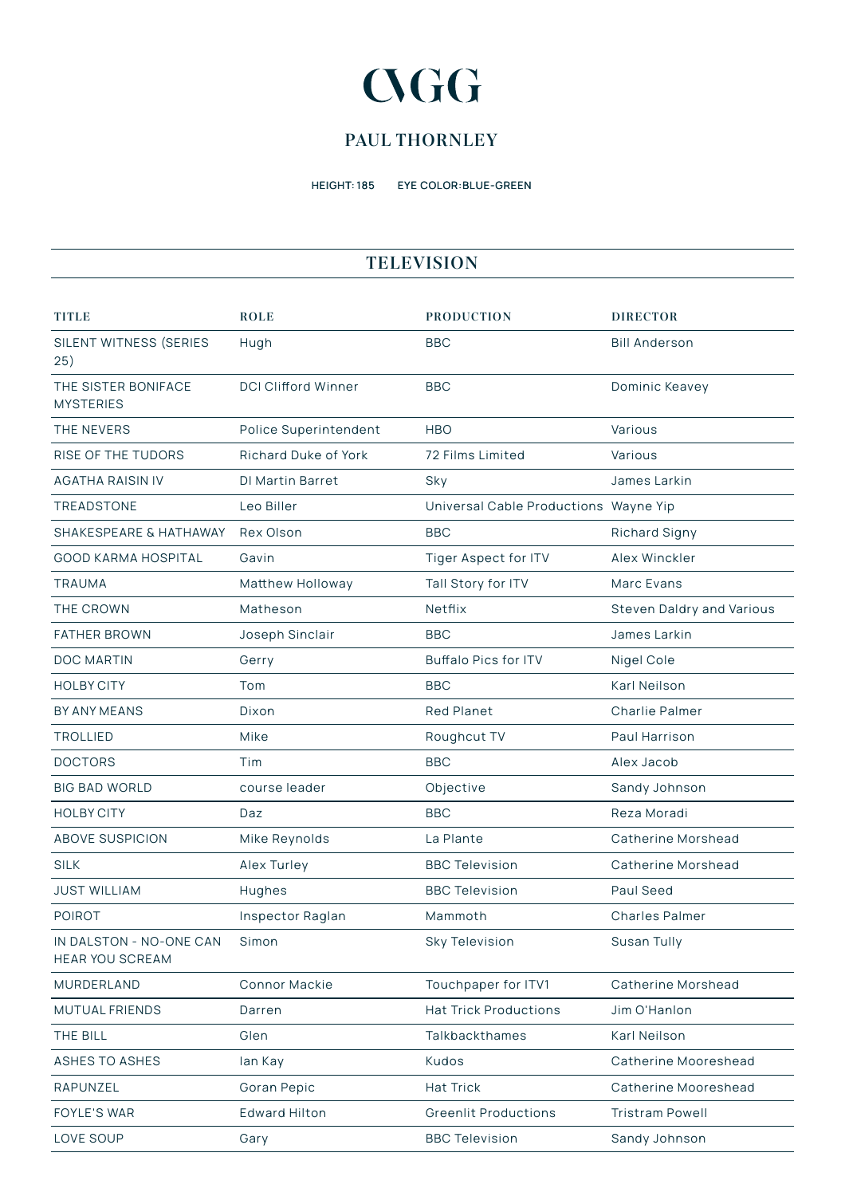# CVGG

## PAUL THORNLEY

HEIGHT: 185 EYE COLOR: BLUE-GREEN

## TELEVISION

| TITLE | ROLE | PRODUCTION | DIRECTOR |
|---|---|---|---|
| SILENT WITNESS (SERIES 25) | Hugh | BBC | Bill Anderson |
| THE SISTER BONIFACE MYSTERIES | DCI Clifford Winner | BBC | Dominic Keavey |
| THE NEVERS | Police Superintendent | HBO | Various |
| RISE OF THE TUDORS | Richard Duke of York | 72 Films Limited | Various |
| AGATHA RAISIN IV | DI Martin Barret | Sky | James Larkin |
| TREADSTONE | Leo Biller | Universal Cable Productions | Wayne Yip |
| SHAKESPEARE & HATHAWAY | Rex Olson | BBC | Richard Signy |
| GOOD KARMA HOSPITAL | Gavin | Tiger Aspect for ITV | Alex Winckler |
| TRAUMA | Matthew Holloway | Tall Story for ITV | Marc Evans |
| THE CROWN | Matheson | Netflix | Steven Daldry and Various |
| FATHER BROWN | Joseph Sinclair | BBC | James Larkin |
| DOC MARTIN | Gerry | Buffalo Pics for ITV | Nigel Cole |
| HOLBY CITY | Tom | BBC | Karl Neilson |
| BY ANY MEANS | Dixon | Red Planet | Charlie Palmer |
| TROLLIED | Mike | Roughcut TV | Paul Harrison |
| DOCTORS | Tim | BBC | Alex Jacob |
| BIG BAD WORLD | course leader | Objective | Sandy Johnson |
| HOLBY CITY | Daz | BBC | Reza Moradi |
| ABOVE SUSPICION | Mike Reynolds | La Plante | Catherine Morshead |
| SILK | Alex Turley | BBC Television | Catherine Morshead |
| JUST WILLIAM | Hughes | BBC Television | Paul Seed |
| POIROT | Inspector Raglan | Mammoth | Charles Palmer |
| IN DALSTON - NO-ONE CAN HEAR YOU SCREAM | Simon | Sky Television | Susan Tully |
| MURDERLAND | Connor Mackie | Touchpaper for ITV1 | Catherine Morshead |
| MUTUAL FRIENDS | Darren | Hat Trick Productions | Jim O'Hanlon |
| THE BILL | Glen | Talkbackthames | Karl Neilson |
| ASHES TO ASHES | Ian Kay | Kudos | Catherine Mooreshead |
| RAPUNZEL | Goran Pepic | Hat Trick | Catherine Mooreshead |
| FOYLE'S WAR | Edward Hilton | Greenlit Productions | Tristram Powell |
| LOVE SOUP | Gary | BBC Television | Sandy Johnson |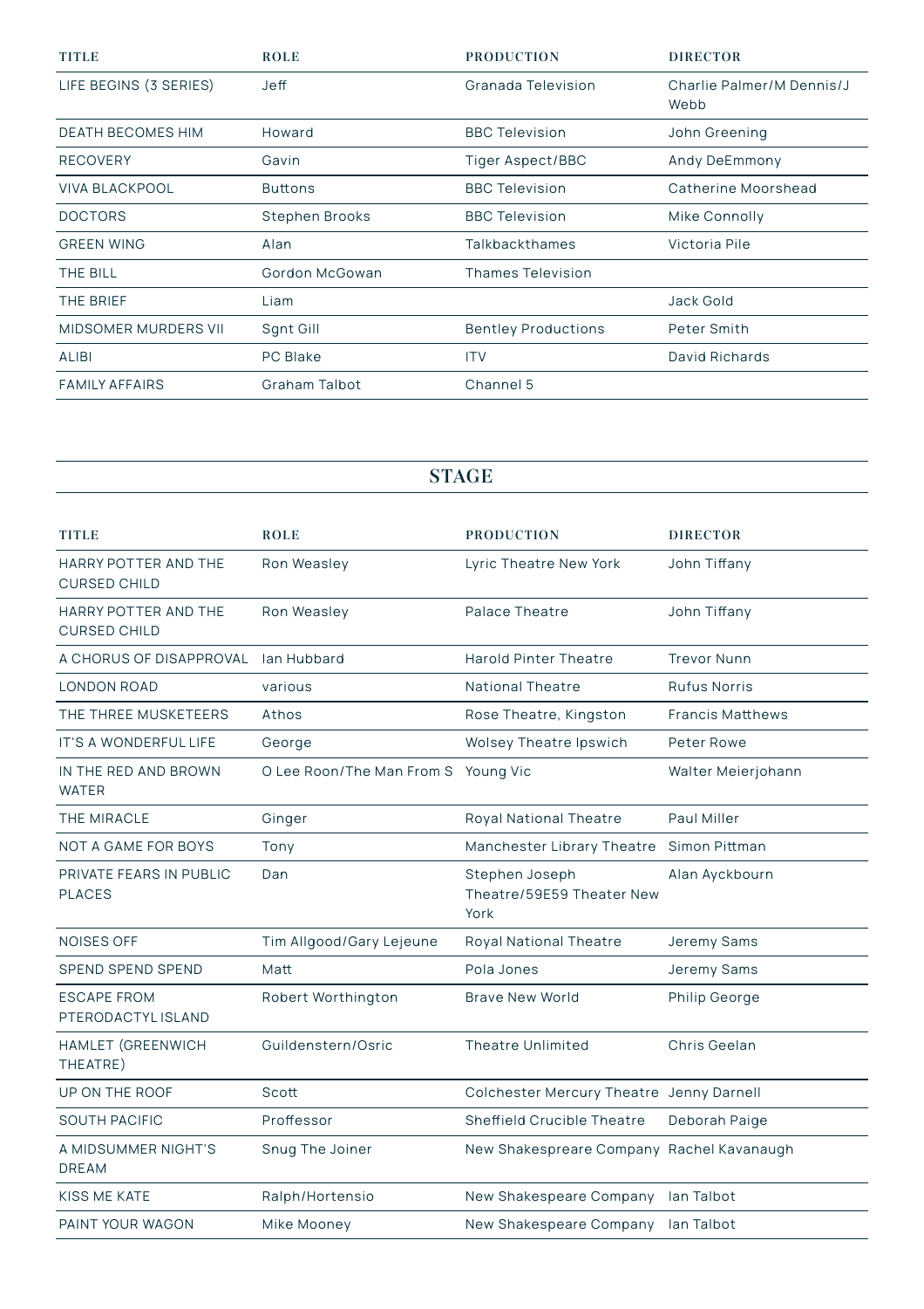| TITLE | ROLE | PRODUCTION | DIRECTOR |
| --- | --- | --- | --- |
| LIFE BEGINS (3 SERIES) | Jeff | Granada Television | Charlie Palmer/M Dennis/J Webb |
| DEATH BECOMES HIM | Howard | BBC Television | John Greening |
| RECOVERY | Gavin | Tiger Aspect/BBC | Andy DeEmmony |
| VIVA BLACKPOOL | Buttons | BBC Television | Catherine Moorshead |
| DOCTORS | Stephen Brooks | BBC Television | Mike Connolly |
| GREEN WING | Alan | Talkbackthames | Victoria Pile |
| THE BILL | Gordon McGowan | Thames Television | |
| THE BRIEF | Liam | | Jack Gold |
| MIDSOMER MURDERS VII | Sgnt Gill | Bentley Productions | Peter Smith |
| ALIBI | PC Blake | ITV | David Richards |
| FAMILY AFFAIRS | Graham Talbot | Channel 5 | |

## STAGE

| TITLE | ROLE | PRODUCTION | DIRECTOR |
| --- | --- | --- | --- |
| HARRY POTTER AND THE CURSED CHILD | Ron Weasley | Lyric Theatre New York | John Tiffany |
| HARRY POTTER AND THE CURSED CHILD | Ron Weasley | Palace Theatre | John Tiffany |
| A CHORUS OF DISAPPROVAL | Ian Hubbard | Harold Pinter Theatre | Trevor Nunn |
| LONDON ROAD | various | National Theatre | Rufus Norris |
| THE THREE MUSKETEERS | Athos | Rose Theatre, Kingston | Francis Matthews |
| IT'S A WONDERFUL LIFE | George | Wolsey Theatre Ipswich | Peter Rowe |
| IN THE RED AND BROWN WATER | O Lee Roon/The Man From S | Young Vic | Walter Meierjohann |
| THE MIRACLE | Ginger | Royal National Theatre | Paul Miller |
| NOT A GAME FOR BOYS | Tony | Manchester Library Theatre | Simon Pittman |
| PRIVATE FEARS IN PUBLIC PLACES | Dan | Stephen Joseph Theatre/59E59 Theater New York | Alan Ayckbourn |
| NOISES OFF | Tim Allgood/Gary Lejeune | Royal National Theatre | Jeremy Sams |
| SPEND SPEND SPEND | Matt | Pola Jones | Jeremy Sams |
| ESCAPE FROM PTERODACTYL ISLAND | Robert Worthington | Brave New World | Philip George |
| HAMLET (GREENWICH THEATRE) | Guildenstern/Osric | Theatre Unlimited | Chris Geelan |
| UP ON THE ROOF | Scott | Colchester Mercury Theatre | Jenny Darnell |
| SOUTH PACIFIC | Proffessor | Sheffield Crucible Theatre | Deborah Paige |
| A MIDSUMMER NIGHT'S DREAM | Snug The Joiner | New Shakespreare Company | Rachel Kavanaugh |
| KISS ME KATE | Ralph/Hortensio | New Shakespeare Company | Ian Talbot |
| PAINT YOUR WAGON | Mike Mooney | New Shakespeare Company | Ian Talbot |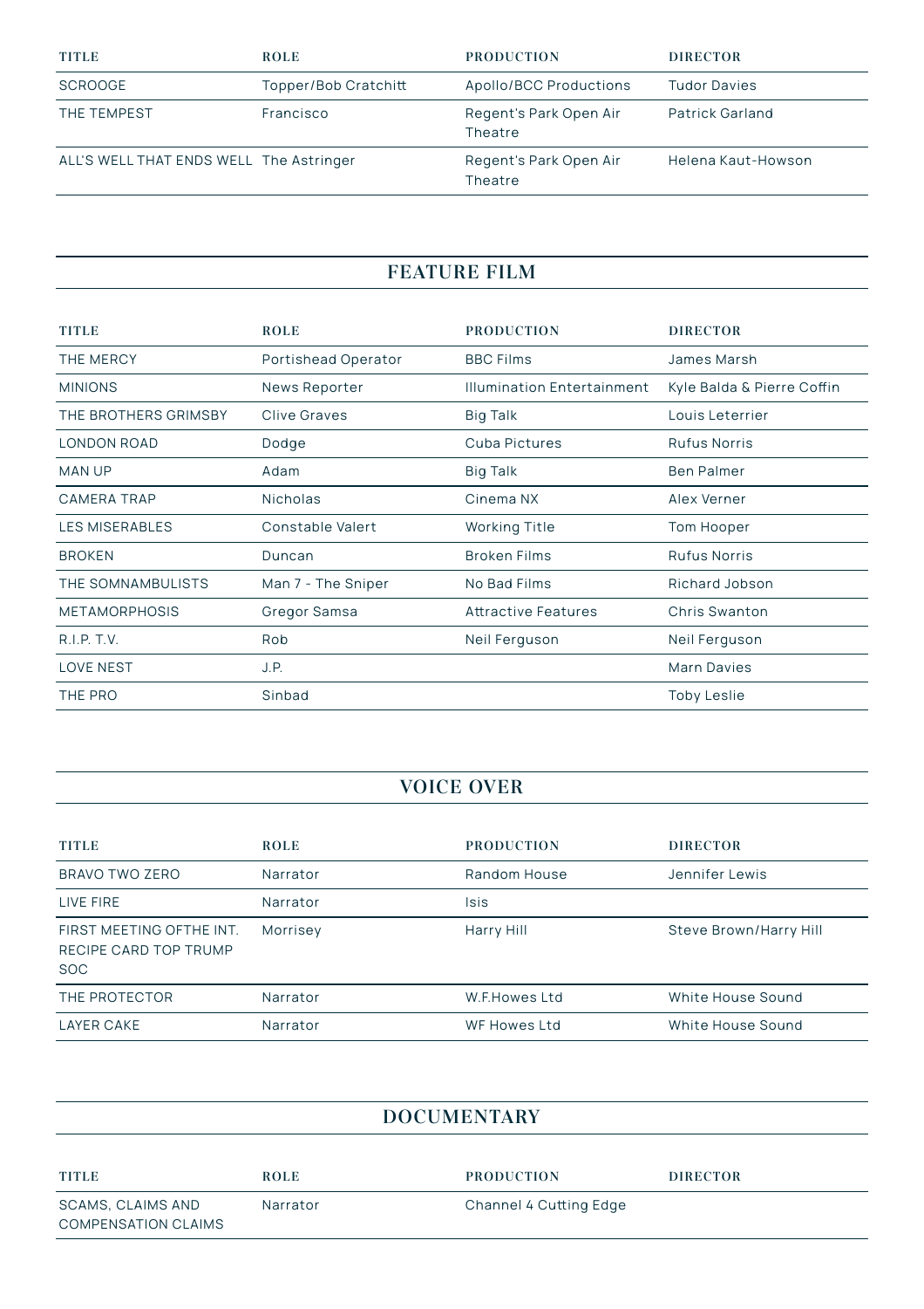| TITLE | ROLE | PRODUCTION | DIRECTOR |
|---|---|---|---|
| SCROOGE | Topper/Bob Cratchitt | Apollo/BCC Productions | Tudor Davies |
| THE TEMPEST | Francisco | Regent's Park Open Air Theatre | Patrick Garland |
| ALL'S WELL THAT ENDS WELL | The Astringer | Regent's Park Open Air Theatre | Helena Kaut-Howson |

## FEATURE FILM

| TITLE | ROLE | PRODUCTION | DIRECTOR |
|---|---|---|---|
| THE MERCY | Portishead Operator | BBC Films | James Marsh |
| MINIONS | News Reporter | Illumination Entertainment | Kyle Balda & Pierre Coffin |
| THE BROTHERS GRIMSBY | Clive Graves | Big Talk | Louis Leterrier |
| LONDON ROAD | Dodge | Cuba Pictures | Rufus Norris |
| MAN UP | Adam | Big Talk | Ben Palmer |
| CAMERA TRAP | Nicholas | Cinema NX | Alex Verner |
| LES MISERABLES | Constable Valert | Working Title | Tom Hooper |
| BROKEN | Duncan | Broken Films | Rufus Norris |
| THE SOMNAMBULISTS | Man 7 - The Sniper | No Bad Films | Richard Jobson |
| METAMORPHOSIS | Gregor Samsa | Attractive Features | Chris Swanton |
| R.I.P. T.V. | Rob | Neil Ferguson | Neil Ferguson |
| LOVE NEST | J.P. | | Marn Davies |
| THE PRO | Sinbad | | Toby Leslie |

## VOICE OVER

| TITLE | ROLE | PRODUCTION | DIRECTOR |
|---|---|---|---|
| BRAVO TWO ZERO | Narrator | Random House | Jennifer Lewis |
| LIVE FIRE | Narrator | Isis | |
| FIRST MEETING OFTHE INT. RECIPE CARD TOP TRUMP SOC | Morrisey | Harry Hill | Steve Brown/Harry Hill |
| THE PROTECTOR | Narrator | W.F.Howes Ltd | White House Sound |
| LAYER CAKE | Narrator | WF Howes Ltd | White House Sound |

## DOCUMENTARY

| TITLE | ROLE | PRODUCTION | DIRECTOR |
|---|---|---|---|
| SCAMS, CLAIMS AND COMPENSATION CLAIMS | Narrator | Channel 4 Cutting Edge | |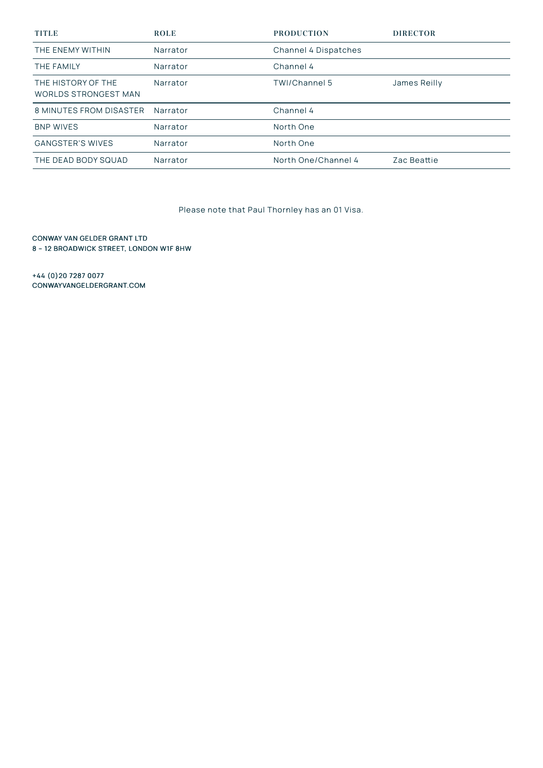| TITLE | ROLE | PRODUCTION | DIRECTOR |
|---|---|---|---|
| THE ENEMY WITHIN | Narrator | Channel 4 Dispatches | |
| THE FAMILY | Narrator | Channel 4 | |
| THE HISTORY OF THE WORLDS STRONGEST MAN | Narrator | TWI/Channel 5 | James Reilly |
| 8 MINUTES FROM DISASTER | Narrator | Channel 4 | |
| BNP WIVES | Narrator | North One | |
| GANGSTER'S WIVES | Narrator | North One | |
| THE DEAD BODY SQUAD | Narrator | North One/Channel 4 | Zac Beattie |

Please note that Paul Thornley has an 01 Visa.

**CONWAY VAN GELDER GRANT LTD**
**8 – 12 BROADWICK STREET, LONDON W1F 8HW**

**+44 (0)20 7287 0077**
**CONWAYVANGELDERGRANT.COM**